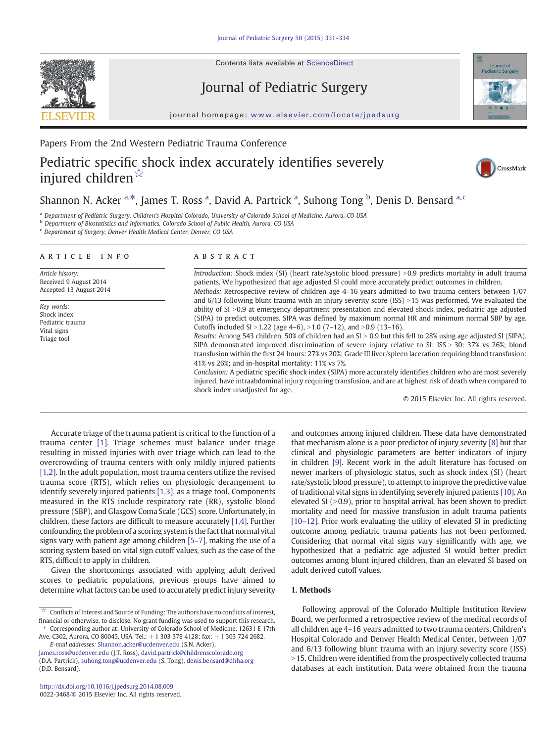Papers From the 2nd Western Pediatric Trauma Conference

# Pediatric specific shock index accurately identifies severely injured children ☆

Shannon N. Acker [a,*], James T. Ross [a], David A. Partrick [a], Suhong Tong [b], Denis D. Bensard [a,c]

[a] Department of Pediatric Surgery, Children's Hospital Colorado, University of Colorado School of Medicine, Aurora, CO USA
[b] Department of Biostatistics and Informatics, Colorado School of Public Health, Aurora, CO USA
[c] Department of Surgery, Denver Health Medical Center, Denver, CO USA

## ARTICLE INFO

*Article history:*
Received 9 August 2014
Accepted 13 August 2014

*Key words:*
Shock index
Pediatric trauma
Vital signs
Triage tool

## ABSTRACT

*Introduction:* Shock index (SI) (heart rate/systolic blood pressure) >0.9 predicts mortality in adult trauma patients. We hypothesized that age adjusted SI could more accurately predict outcomes in children.

*Methods:* Retrospective review of children age 4–16 years admitted to two trauma centers between 1/07 and 6/13 following blunt trauma with an injury severity score (ISS) >15 was performed. We evaluated the ability of SI >0.9 at emergency department presentation and elevated shock index, pediatric age adjusted (SIPA) to predict outcomes. SIPA was defined by maximum normal HR and minimum normal SBP by age. Cutoffs included SI >1.22 (age 4–6), >1.0 (7–12), and >0.9 (13–16).

*Results:* Among 543 children, 50% of children had an SI > 0.9 but this fell to 28% using age adjusted SI (SIPA). SIPA demonstrated improved discrimination of severe injury relative to SI: ISS > 30: 37% vs 26%; blood transfusion within the first 24 hours: 27% vs 20%; Grade III liver/spleen laceration requiring blood transfusion: 41% vs 26%; and in-hospital mortality: 11% vs 7%.

*Conclusion:* A pediatric specific shock index (SIPA) more accurately identifies children who are most severely injured, have intraabdominal injury requiring transfusion, and are at highest risk of death when compared to shock index unadjusted for age.

© 2015 Elsevier Inc. All rights reserved.

Accurate triage of the trauma patient is critical to the function of a trauma center [1]. Triage schemes must balance under triage resulting in missed injuries with over triage which can lead to the overcrowding of trauma centers with only mildly injured patients [1,2]. In the adult population, most trauma centers utilize the revised trauma score (RTS), which relies on physiologic derangement to identify severely injured patients [1,3], as a triage tool. Components measured in the RTS include respiratory rate (RR), systolic blood pressure (SBP), and Glasgow Coma Scale (GCS) score. Unfortunately, in children, these factors are difficult to measure accurately [1,4]. Further confounding the problem of a scoring system is the fact that normal vital signs vary with patient age among children [5–7], making the use of a scoring system based on vital sign cutoff values, such as the case of the RTS, difficult to apply in children.

Given the shortcomings associated with applying adult derived scores to pediatric populations, previous groups have aimed to determine what factors can be used to accurately predict injury severity and outcomes among injured children. These data have demonstrated that mechanism alone is a poor predictor of injury severity [8] but that clinical and physiologic parameters are better indicators of injury in children [9]. Recent work in the adult literature has focused on newer markers of physiologic status, such as shock index (SI) (heart rate/systolic blood pressure), to attempt to improve the predictive value of traditional vital signs in identifying severely injured patients [10]. An elevated SI (>0.9), prior to hospital arrival, has been shown to predict mortality and need for massive transfusion in adult trauma patients [10–12]. Prior work evaluating the utility of elevated SI in predicting outcome among pediatric trauma patients has not been performed. Considering that normal vital signs vary significantly with age, we hypothesized that a pediatric age adjusted SI would better predict outcomes among blunt injured children, than an elevated SI based on adult derived cutoff values.

## 1. Methods

Following approval of the Colorado Multiple Institution Review Board, we performed a retrospective review of the medical records of all children age 4–16 years admitted to two trauma centers, Children's Hospital Colorado and Denver Health Medical Center, between 1/07 and 6/13 following blunt trauma with an injury severity score (ISS) >15. Children were identified from the prospectively collected trauma databases at each institution. Data were obtained from the trauma

☆ Conflicts of Interest and Source of Funding: The authors have no conflicts of interest, financial or otherwise, to disclose. No grant funding was used to support this research.
\* Corresponding author at: University of Colorado School of Medicine, 12631 E 17th Ave, C302, Aurora, CO 80045, USA. Tel.: +1 303 378 4128; fax: +1 303 724 2682.
*E-mail addresses:* Shannon.acker@ucdenver.edu (S.N. Acker), James.ross@ucdenver.edu (J.T. Ross), david.partrick@childrenscolorado.org (D.A. Partrick), suhong.tong@ucdenver.edu (S. Tong), denis.bensard@dhha.org (D.D. Bensard).

http://dx.doi.org/10.1016/j.jpedsurg.2014.08.009
0022-3468/© 2015 Elsevier Inc. All rights reserved.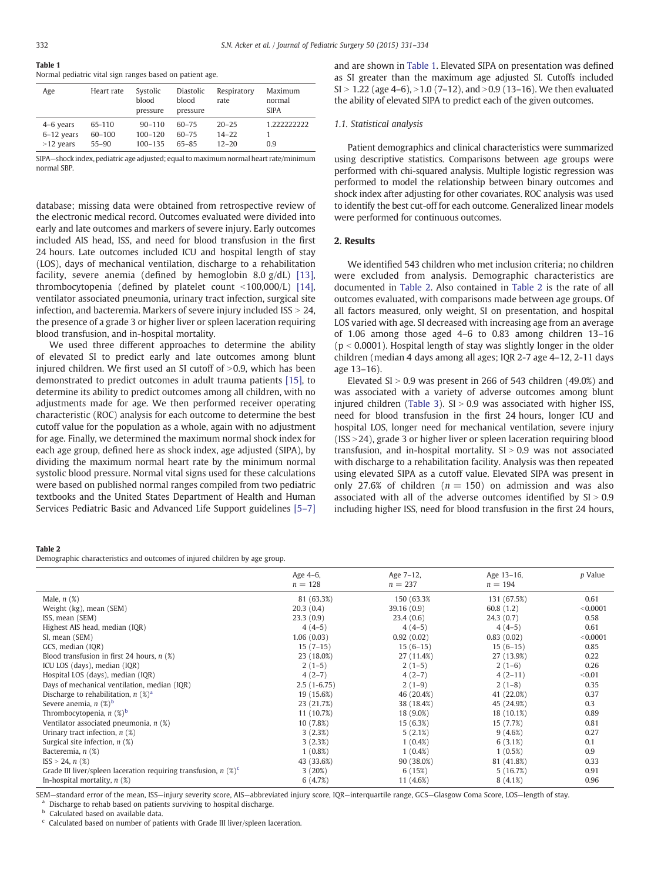**Table 1**
Normal pediatric vital sign ranges based on patient age.

| Age | Heart rate | Systolic blood pressure | Diastolic blood pressure | Respiratory rate | Maximum normal SIPA |
|---|---|---|---|---|---|
| 4–6 years | 65-110 | 90–110 | 60–75 | 20–25 | 1.222222222 |
| 6–12 years | 60–100 | 100–120 | 60–75 | 14–22 | 1 |
| >12 years | 55–90 | 100–135 | 65–85 | 12–20 | 0.9 |

SIPA—shock index, pediatric age adjusted; equal to maximum normal heart rate/minimum normal SBP.

database; missing data were obtained from retrospective review of the electronic medical record. Outcomes evaluated were divided into early and late outcomes and markers of severe injury. Early outcomes included AIS head, ISS, and need for blood transfusion in the first 24 hours. Late outcomes included ICU and hospital length of stay (LOS), days of mechanical ventilation, discharge to a rehabilitation facility, severe anemia (defined by hemoglobin 8.0 g/dL) [13], thrombocytopenia (defined by platelet count <100,000/L) [14], ventilator associated pneumonia, urinary tract infection, surgical site infection, and bacteremia. Markers of severe injury included ISS > 24, the presence of a grade 3 or higher liver or spleen laceration requiring blood transfusion, and in-hospital mortality.

We used three different approaches to determine the ability of elevated SI to predict early and late outcomes among blunt injured children. We first used an SI cutoff of >0.9, which has been demonstrated to predict outcomes in adult trauma patients [15], to determine its ability to predict outcomes among all children, with no adjustments made for age. We then performed receiver operating characteristic (ROC) analysis for each outcome to determine the best cutoff value for the population as a whole, again with no adjustment for age. Finally, we determined the maximum normal shock index for each age group, defined here as shock index, age adjusted (SIPA), by dividing the maximum normal heart rate by the minimum normal systolic blood pressure. Normal vital signs used for these calculations were based on published normal ranges compiled from two pediatric textbooks and the United States Department of Health and Human Services Pediatric Basic and Advanced Life Support guidelines [5–7] and are shown in Table 1. Elevated SIPA on presentation was defined as SI greater than the maximum age adjusted SI. Cutoffs included SI > 1.22 (age 4–6), >1.0 (7–12), and >0.9 (13–16). We then evaluated the ability of elevated SIPA to predict each of the given outcomes.

### 1.1. Statistical analysis

Patient demographics and clinical characteristics were summarized using descriptive statistics. Comparisons between age groups were performed with chi-squared analysis. Multiple logistic regression was performed to model the relationship between binary outcomes and shock index after adjusting for other covariates. ROC analysis was used to identify the best cut-off for each outcome. Generalized linear models were performed for continuous outcomes.

## 2. Results

We identified 543 children who met inclusion criteria; no children were excluded from analysis. Demographic characteristics are documented in Table 2. Also contained in Table 2 is the rate of all outcomes evaluated, with comparisons made between age groups. Of all factors measured, only weight, SI on presentation, and hospital LOS varied with age. SI decreased with increasing age from an average of 1.06 among those aged 4–6 to 0.83 among children 13–16 ($p < 0.0001$). Hospital length of stay was slightly longer in the older children (median 4 days among all ages; IQR 2-7 age 4–12, 2-11 days age 13–16).

Elevated SI > 0.9 was present in 266 of 543 children (49.0%) and was associated with a variety of adverse outcomes among blunt injured children (Table 3). SI > 0.9 was associated with higher ISS, need for blood transfusion in the first 24 hours, longer ICU and hospital LOS, longer need for mechanical ventilation, severe injury (ISS >24), grade 3 or higher liver or spleen laceration requiring blood transfusion, and in-hospital mortality. SI > 0.9 was not associated with discharge to a rehabilitation facility. Analysis was then repeated using elevated SIPA as a cutoff value. Elevated SIPA was present in only 27.6% of children ($n = 150$) on admission and was also associated with all of the adverse outcomes identified by SI > 0.9 including higher ISS, need for blood transfusion in the first 24 hours,

**Table 2**
Demographic characteristics and outcomes of injured children by age group.

| | Age 4–6, $n = 128$ | Age 7–12, $n = 237$ | Age 13–16, $n = 194$ | p Value |
|---|---|---|---|---|
| Male, n (%) | 81 (63.3%) | 150 (63.3% | 131 (67.5%) | 0.61 |
| Weight (kg), mean (SEM) | 20.3 (0.4) | 39.16 (0.9) | 60.8 (1.2) | <0.0001 |
| ISS, mean (SEM) | 23.3 (0.9) | 23.4 (0.6) | 24.3 (0.7) | 0.58 |
| Highest AIS head, median (IQR) | 4 (4–5) | 4 (4–5) | 4 (4–5) | 0.61 |
| SI, mean (SEM) | 1.06 (0.03) | 0.92 (0.02) | 0.83 (0.02) | <0.0001 |
| GCS, median (IQR) | 15 (7–15) | 15 (6–15) | 15 (6–15) | 0.85 |
| Blood transfusion in first 24 hours, n (%) | 23 (18.0%) | 27 (11.4%) | 27 (13.9%) | 0.22 |
| ICU LOS (days), median (IQR) | 2 (1–5) | 2 (1–5) | 2 (1–6) | 0.26 |
| Hospital LOS (days), median (IQR) | 4 (2–7) | 4 (2–7) | 4 (2–11) | <0.01 |
| Days of mechanical ventilation, median (IQR) | 2.5 (1-6.75) | 2 (1–9) | 2 (1–8) | 0.35 |
| Discharge to rehabilitation, n (%)[a] | 19 (15.6%) | 46 (20.4%) | 41 (22.0%) | 0.37 |
| Severe anemia, n (%)[b] | 23 (21.7%) | 38 (18.4%) | 45 (24.9%) | 0.3 |
| Thrombocytopenia, n (%)[b] | 11 (10.7%) | 18 (9.0%) | 18 (10.1%) | 0.89 |
| Ventilator associated pneumonia, n (%) | 10 (7.8%) | 15 (6.3%) | 15 (7.7%) | 0.81 |
| Urinary tract infection, n (%) | 3 (2.3%) | 5 (2.1%) | 9 (4.6%) | 0.27 |
| Surgical site infection, n (%) | 3 (2.3%) | 1 (0.4%) | 6 (3.1%) | 0.1 |
| Bacteremia, n (%) | 1 (0.8%) | 1 (0.4%) | 1 (0.5%) | 0.9 |
| ISS > 24, n (%) | 43 (33.6%) | 90 (38.0%) | 81 (41.8%) | 0.33 |
| Grade III liver/spleen laceration requiring transfusion, n (%)[c] | 3 (20%) | 6 (15%) | 5 (16.7%) | 0.91 |
| In-hospital mortality, n (%) | 6 (4.7%) | 11 (4.6%) | 8 (4.1%) | 0.96 |

SEM—standard error of the mean, ISS—injury severity score, AIS—abbreviated injury score, IQR—interquartile range, GCS—Glasgow Coma Score, LOS—length of stay.

[a] Discharge to rehab based on patients surviving to hospital discharge.

[b] Calculated based on available data.

[c] Calculated based on number of patients with Grade III liver/spleen laceration.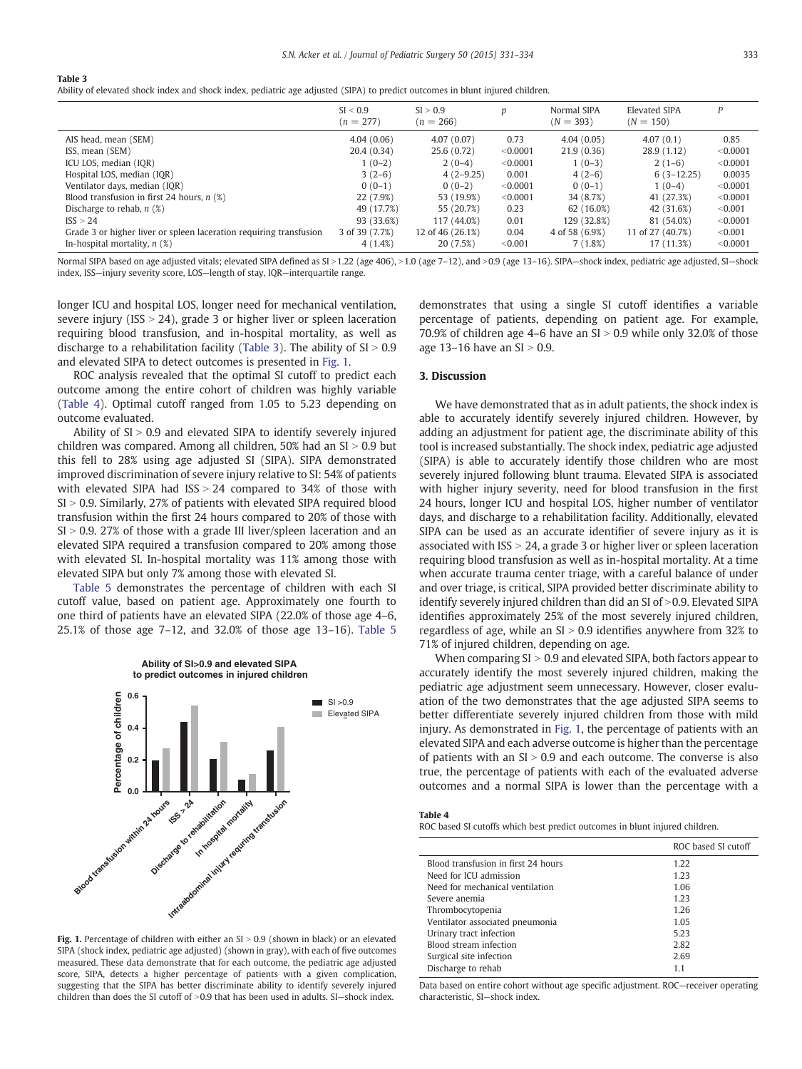**Table 3**
Ability of elevated shock index and shock index, pediatric age adjusted (SIPA) to predict outcomes in blunt injured children.

| | SI < 0.9 (n = 277) | SI > 0.9 (n = 266) | p | Normal SIPA (N = 393) | Elevated SIPA (N = 150) | P |
|---|---|---|---|---|---|---|
| AIS head, mean (SEM) | 4.04 (0.06) | 4.07 (0.07) | 0.73 | 4.04 (0.05) | 4.07 (0.1) | 0.85 |
| ISS, mean (SEM) | 20.4 (0.34) | 25.6 (0.72) | <0.0001 | 21.9 (0.36) | 28.9 (1.12) | <0.0001 |
| ICU LOS, median (IQR) | 1 (0–2) | 2 (0–4) | <0.0001 | 1 (0–3) | 2 (1–6) | <0.0001 |
| Hospital LOS, median (IQR) | 3 (2–6) | 4 (2–9.25) | 0.001 | 4 (2–6) | 6 (3–12.25) | 0.0035 |
| Ventilator days, median (IQR) | 0 (0–1) | 0 (0–2) | <0.0001 | 0 (0–1) | 1 (0–4) | <0.0001 |
| Blood transfusion in first 24 hours, n (%) | 22 (7.9%) | 53 (19.9%) | <0.0001 | 34 (8.7%) | 41 (27.3%) | <0.0001 |
| Discharge to rehab, n (%) | 49 (17.7%) | 55 (20.7%) | 0.23 | 62 (16.0%) | 42 (31.6%) | <0.001 |
| ISS > 24 | 93 (33.6%) | 117 (44.0%) | 0.01 | 129 (32.8%) | 81 (54.0%) | <0.0001 |
| Grade 3 or higher liver or spleen laceration requiring transfusion | 3 of 39 (7.7%) | 12 of 46 (26.1%) | 0.04 | 4 of 58 (6.9%) | 11 of 27 (40.7%) | <0.001 |
| In-hospital mortality, n (%) | 4 (1.4%) | 20 (7.5%) | <0.001 | 7 (1.8%) | 17 (11.3%) | <0.0001 |

Normal SIPA based on age adjusted vitals; elevated SIPA defined as SI >1.22 (age 406), >1.0 (age 7–12), and >0.9 (age 13–16). SIPA—shock index, pediatric age adjusted, SI—shock index, ISS—injury severity score, LOS—length of stay, IQR—interquartile range.

longer ICU and hospital LOS, longer need for mechanical ventilation, severe injury (ISS > 24), grade 3 or higher liver or spleen laceration requiring blood transfusion, and in-hospital mortality, as well as discharge to a rehabilitation facility (Table 3). The ability of SI > 0.9 and elevated SIPA to detect outcomes is presented in Fig. 1.

ROC analysis revealed that the optimal SI cutoff to predict each outcome among the entire cohort of children was highly variable (Table 4). Optimal cutoff ranged from 1.05 to 5.23 depending on outcome evaluated.

Ability of SI > 0.9 and elevated SIPA to identify severely injured children was compared. Among all children, 50% had an SI > 0.9 but this fell to 28% using age adjusted SI (SIPA). SIPA demonstrated improved discrimination of severe injury relative to SI: 54% of patients with elevated SIPA had ISS > 24 compared to 34% of those with SI > 0.9. Similarly, 27% of patients with elevated SIPA required blood transfusion within the first 24 hours compared to 20% of those with SI > 0.9. 27% of those with a grade III liver/spleen laceration and an elevated SIPA required a transfusion compared to 20% among those with elevated SI. In-hospital mortality was 11% among those with elevated SIPA but only 7% among those with elevated SI.

Table 5 demonstrates the percentage of children with each SI cutoff value, based on patient age. Approximately one fourth to one third of patients have an elevated SIPA (22.0% of those age 4–6, 25.1% of those age 7–12, and 32.0% of those age 13–16). Table 5 demonstrates that using a single SI cutoff identifies a variable percentage of patients, depending on patient age. For example, 70.9% of children age 4–6 have an SI > 0.9 while only 32.0% of those age 13–16 have an SI > 0.9.

**Fig. 1.** Percentage of children with either an SI > 0.9 (shown in black) or an elevated SIPA (shock index, pediatric age adjusted) (shown in gray), with each of five outcomes measured. These data demonstrate that for each outcome, the pediatric age adjusted score, SIPA, detects a higher percentage of patients with a given complication, suggesting that the SIPA has better discriminate ability to identify severely injured children than does the SI cutoff of >0.9 that has been used in adults. SI—shock index.

## 3. Discussion

We have demonstrated that as in adult patients, the shock index is able to accurately identify severely injured children. However, by adding an adjustment for patient age, the discriminate ability of this tool is increased substantially. The shock index, pediatric age adjusted (SIPA) is able to accurately identify those children who are most severely injured following blunt trauma. Elevated SIPA is associated with higher injury severity, need for blood transfusion in the first 24 hours, longer ICU and hospital LOS, higher number of ventilator days, and discharge to a rehabilitation facility. Additionally, elevated SIPA can be used as an accurate identifier of severe injury as it is associated with ISS > 24, a grade 3 or higher liver or spleen laceration requiring blood transfusion as well as in-hospital mortality. At a time when accurate trauma center triage, with a careful balance of under and over triage, is critical, SIPA provided better discriminate ability to identify severely injured children than did an SI of >0.9. Elevated SIPA identifies approximately 25% of the most severely injured children, regardless of age, while an SI > 0.9 identifies anywhere from 32% to 71% of injured children, depending on age.

When comparing SI > 0.9 and elevated SIPA, both factors appear to accurately identify the most severely injured children, making the pediatric age adjustment seem unnecessary. However, closer evaluation of the two demonstrates that the age adjusted SIPA seems to better differentiate severely injured children from those with mild injury. As demonstrated in Fig. 1, the percentage of patients with an elevated SIPA and each adverse outcome is higher than the percentage of patients with an SI > 0.9 and each outcome. The converse is also true, the percentage of patients with each of the evaluated adverse outcomes and a normal SIPA is lower than the percentage with a

**Table 4**
ROC based SI cutoffs which best predict outcomes in blunt injured children.

| | ROC based SI cutoff |
|---|---|
| Blood transfusion in first 24 hours | 1.22 |
| Need for ICU admission | 1.23 |
| Need for mechanical ventilation | 1.06 |
| Severe anemia | 1.23 |
| Thrombocytopenia | 1.26 |
| Ventilator associated pneumonia | 1.05 |
| Urinary tract infection | 5.23 |
| Blood stream infection | 2.82 |
| Surgical site infection | 2.69 |
| Discharge to rehab | 1.1 |

Data based on entire cohort without age specific adjustment. ROC—receiver operating characteristic, SI—shock index.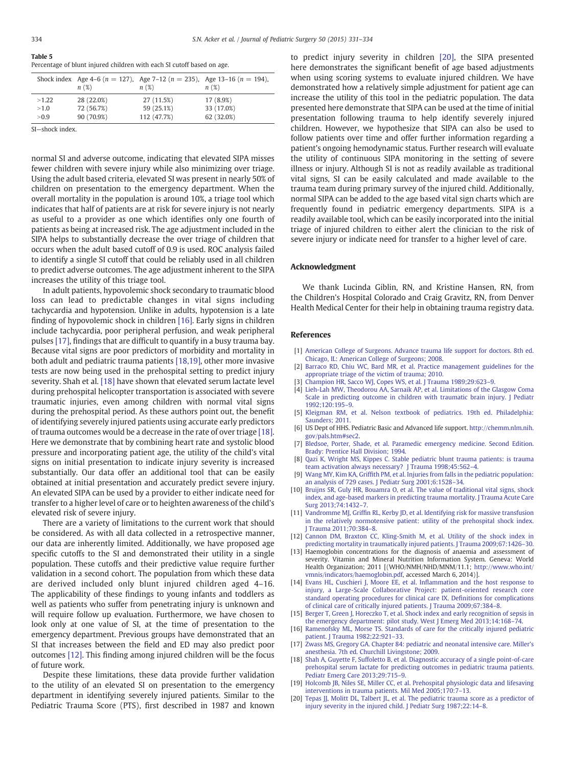**Table 5**
Percentage of blunt injured children with each SI cutoff based on age.

| Shock index | Age 4–6 ($n = 127$), $n$ (%) | Age 7–12 ($n = 235$), $n$ (%) | Age 13–16 ($n = 194$), $n$ (%) |
|---|---|---|---|
| >1.22 | 28 (22.0%) | 27 (11.5%) | 17 (8.9%) |
| >1.0 | 72 (56.7%) | 59 (25.1%) | 33 (17.0%) |
| >0.9 | 90 (70.9%) | 112 (47.7%) | 62 (32.0%) |

SI—shock index.

normal SI and adverse outcome, indicating that elevated SIPA misses fewer children with severe injury while also minimizing over triage. Using the adult based criteria, elevated SI was present in nearly 50% of children on presentation to the emergency department. When the overall mortality in the population is around 10%, a triage tool which indicates that half of patients are at risk for severe injury is not nearly as useful to a provider as one which identifies only one fourth of patients as being at increased risk. The age adjustment included in the SIPA helps to substantially decrease the over triage of children that occurs when the adult based cutoff of 0.9 is used. ROC analysis failed to identify a single SI cutoff that could be reliably used in all children to predict adverse outcomes. The age adjustment inherent to the SIPA increases the utility of this triage tool.

In adult patients, hypovolemic shock secondary to traumatic blood loss can lead to predictable changes in vital signs including tachycardia and hypotension. Unlike in adults, hypotension is a late finding of hypovolemic shock in children [16]. Early signs in children include tachycardia, poor peripheral perfusion, and weak peripheral pulses [17], findings that are difficult to quantify in a busy trauma bay. Because vital signs are poor predictors of morbidity and mortality in both adult and pediatric trauma patients [18,19], other more invasive tests are now being used in the prehospital setting to predict injury severity. Shah et al. [18] have shown that elevated serum lactate level during prehospital helicopter transportation is associated with severe traumatic injuries, even among children with normal vital signs during the prehospital period. As these authors point out, the benefit of identifying severely injured patients using accurate early predictors of trauma outcomes would be a decrease in the rate of over triage [18]. Here we demonstrate that by combining heart rate and systolic blood pressure and incorporating patient age, the utility of the child's vital signs on initial presentation to indicate injury severity is increased substantially. Our data offer an additional tool that can be easily obtained at initial presentation and accurately predict severe injury. An elevated SIPA can be used by a provider to either indicate need for transfer to a higher level of care or to heighten awareness of the child's elevated risk of severe injury.

There are a variety of limitations to the current work that should be considered. As with all data collected in a retrospective manner, our data are inherently limited. Additionally, we have proposed age specific cutoffs to the SI and demonstrated their utility in a single population. These cutoffs and their predictive value require further validation in a second cohort. The population from which these data are derived included only blunt injured children aged 4–16. The applicability of these findings to young infants and toddlers as well as patients who suffer from penetrating injury is unknown and will require follow up evaluation. Furthermore, we have chosen to look only at one value of SI, at the time of presentation to the emergency department. Previous groups have demonstrated that an SI that increases between the field and ED may also predict poor outcomes [12]. This finding among injured children will be the focus of future work.

Despite these limitations, these data provide further validation to the utility of an elevated SI on presentation to the emergency department in identifying severely injured patients. Similar to the Pediatric Trauma Score (PTS), first described in 1987 and known to predict injury severity in children [20], the SIPA presented here demonstrates the significant benefit of age based adjustments when using scoring systems to evaluate injured children. We have demonstrated how a relatively simple adjustment for patient age can increase the utility of this tool in the pediatric population. The data presented here demonstrate that SIPA can be used at the time of initial presentation following trauma to help identify severely injured children. However, we hypothesize that SIPA can also be used to follow patients over time and offer further information regarding a patient's ongoing hemodynamic status. Further research will evaluate the utility of continuous SIPA monitoring in the setting of severe illness or injury. Although SI is not as readily available as traditional vital signs, SI can be easily calculated and made available to the trauma team during primary survey of the injured child. Additionally, normal SIPA can be added to the age based vital sign charts which are frequently found in pediatric emergency departments. SIPA is a readily available tool, which can be easily incorporated into the initial triage of injured children to either alert the clinician to the risk of severe injury or indicate need for transfer to a higher level of care.

## Acknowledgment

We thank Lucinda Giblin, RN, and Kristine Hansen, RN, from the Children's Hospital Colorado and Craig Gravitz, RN, from Denver Health Medical Center for their help in obtaining trauma registry data.

## References

[1] American College of Surgeons. Advance trauma life support for doctors. 8th ed. Chicago, IL: American College of Surgeons; 2008.

[2] Barraco RD, Chiu WC, Bard MR, et al. Practice management guidelines for the appropriate triage of the victim of trauma; 2010.

[3] Champion HR, Sacco WJ, Copes WS, et al. J Trauma 1989;29:623–9.

[4] Lieh-Lah MW, Theodorou AA, Sarnaik AP, et al. Limitations of the Glasgow Coma Scale in predicting outcome in children with traumatic brain injury. J Pediatr 1992;120:195–9.

[5] Kleigman RM, et al. Nelson textbook of pediatrics. 19th ed. Philadelphia: Saunders; 2011.

[6] US Dept of HHS. Pediatric Basic and Advanced life support. http://chemm.nlm.nih.gov/pals.htm#sec2.

[7] Bledsoe, Porter, Shade, et al. Paramedic emergency medicine. Second Edition. Brady: Prentice Hall Division; 1994.

[8] Qazi K, Wright MS, Kippes C. Stable pediatric blunt trauma patients: is trauma team activation always necessary? J Trauma 1998;45:562–4.

[9] Wang MY, Kim KA, Griffith PM, et al. Injuries from falls in the pediatric population: an analysis of 729 cases. J Pediatr Surg 2001;6:1528–34.

[10] Bruijns SR, Guly HR, Bouamra O, et al. The value of traditional vital signs, shock index, and age-based markers in predicting trauma mortality. J Trauma Acute Care Surg 2013;74:1432–7.

[11] Vandromme MJ, Griffin RL, Kerby JD, et al. Identifying risk for massive transfusion in the relatively normotensive patient: utility of the prehospital shock index. J Trauma 2011;70:384–8.

[12] Cannon DM, Braxton CC, Kling-Smith M, et al. Utility of the shock index in predicting mortality in traumatically injured patients. J Trauma 2009;67:1426–30.

[13] Haemoglobin concentrations for the diagnosis of anaemia and assessment of severity. Vitamin and Mineral Nutrition Information System. Geneva: World Health Organization; 2011 [(WHO/NMH/NHD/MNM/11.1; http://www.who.int/vmnis/indicators/haemoglobin.pdf, accessed March 6, 2014)].

[14] Evans HL, Cuschieri J, Moore EE, et al. Inflammation and the host response to injury, a Large-Scale Collaborative Project: patient-oriented research core standard operating procedures for clinical care IX. Definitions for complications of clinical care of critically injured patients. J Trauma 2009;67:384–8.

[15] Berger T, Green J, Horeczko T, et al. Shock index and early recognition of sepsis in the emergency department: pilot study. West J Emerg Med 2013;14:168–74.

[16] Ramenofsky ML, Morse TS. Standards of care for the critically injured pediatric patient. J Trauma 1982;22:921–33.

[17] Zwass MS, Gregory GA. Chapter 84: pediatric and neonatal intensive care. Miller's anesthesia. 7th ed. Churchill Livingstone; 2009.

[18] Shah A, Guyette F, Suffoletto B, et al. Diagnostic accuracy of a single point-of-care prehospital serum lactate for predicting outcomes in pediatric trauma patients. Pediatr Emerg Care 2013;29:715–9.

[19] Holcomb JB, Niles SE, Miller CC, et al. Prehospital physiologic data and lifesaving interventions in trauma patients. Mil Med 2005;170:7–13.

[20] Tepas JJ, Molitt DL, Talbert JL, et al. The pediatric trauma score as a predictor of injury severity in the injured child. J Pediatr Surg 1987;22:14–8.